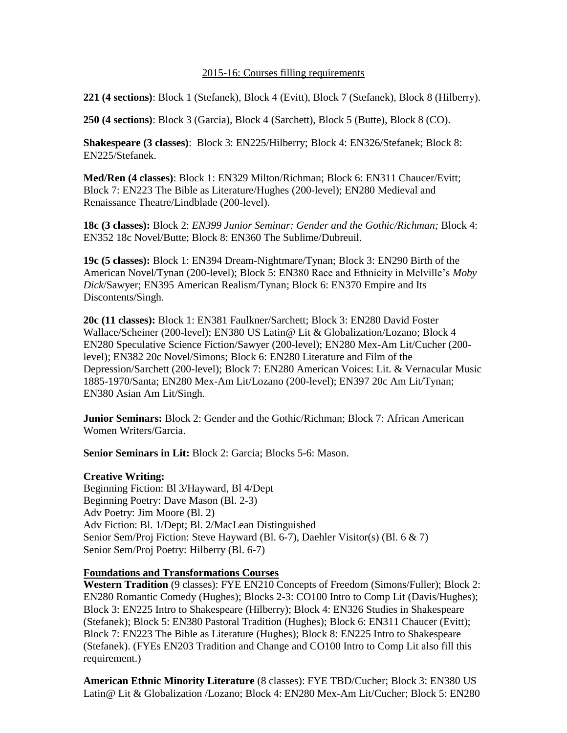2015-16: Courses filling requirements

**221 (4 sections)**: Block 1 (Stefanek), Block 4 (Evitt), Block 7 (Stefanek), Block 8 (Hilberry).

**250 (4 sections)**: Block 3 (Garcia), Block 4 (Sarchett), Block 5 (Butte), Block 8 (CO).

**Shakespeare (3 classes)**: Block 3: EN225/Hilberry; Block 4: EN326/Stefanek; Block 8: EN225/Stefanek.

**Med/Ren (4 classes)**: Block 1: EN329 Milton/Richman; Block 6: EN311 Chaucer/Evitt; Block 7: EN223 The Bible as Literature/Hughes (200-level); EN280 Medieval and Renaissance Theatre/Lindblade (200-level).

**18c (3 classes):** Block 2: *EN399 Junior Seminar: Gender and the Gothic/Richman;* Block 4: EN352 18c Novel/Butte; Block 8: EN360 The Sublime/Dubreuil.

**19c (5 classes):** Block 1: EN394 Dream-Nightmare/Tynan; Block 3: EN290 Birth of the American Novel/Tynan (200-level); Block 5: EN380 Race and Ethnicity in Melville's *Moby Dick*/Sawyer; EN395 American Realism/Tynan; Block 6: EN370 Empire and Its Discontents/Singh.

**20c (11 classes):** Block 1: EN381 Faulkner/Sarchett; Block 3: EN280 David Foster Wallace/Scheiner (200-level); EN380 US Latin@ Lit & Globalization/Lozano; Block 4 EN280 Speculative Science Fiction/Sawyer (200-level); EN280 Mex-Am Lit/Cucher (200-level); EN382 20c Novel/Simons; Block 6: EN280 Literature and Film of the Depression/Sarchett (200-level); Block 7: EN280 American Voices: Lit. & Vernacular Music 1885-1970/Santa; EN280 Mex-Am Lit/Lozano (200-level); EN397 20c Am Lit/Tynan; EN380 Asian Am Lit/Singh.

**Junior Seminars:** Block 2: Gender and the Gothic/Richman; Block 7: African American Women Writers/Garcia.

**Senior Seminars in Lit:** Block 2: Garcia; Blocks 5-6: Mason.

**Creative Writing:**
Beginning Fiction: Bl 3/Hayward, Bl 4/Dept
Beginning Poetry: Dave Mason (Bl. 2-3)
Adv Poetry: Jim Moore (Bl. 2)
Adv Fiction: Bl. 1/Dept; Bl. 2/MacLean Distinguished
Senior Sem/Proj Fiction: Steve Hayward (Bl. 6-7), Daehler Visitor(s) (Bl. 6 & 7)
Senior Sem/Proj Poetry: Hilberry (Bl. 6-7)

**Foundations and Transformations Courses**

**Western Tradition** (9 classes): FYE EN210 Concepts of Freedom (Simons/Fuller); Block 2: EN280 Romantic Comedy (Hughes); Blocks 2-3: CO100 Intro to Comp Lit (Davis/Hughes); Block 3: EN225 Intro to Shakespeare (Hilberry); Block 4: EN326 Studies in Shakespeare (Stefanek); Block 5: EN380 Pastoral Tradition (Hughes); Block 6: EN311 Chaucer (Evitt); Block 7: EN223 The Bible as Literature (Hughes); Block 8: EN225 Intro to Shakespeare (Stefanek). (FYEs EN203 Tradition and Change and CO100 Intro to Comp Lit also fill this requirement.)

**American Ethnic Minority Literature** (8 classes): FYE TBD/Cucher; Block 3: EN380 US Latin@ Lit & Globalization /Lozano; Block 4: EN280 Mex-Am Lit/Cucher; Block 5: EN280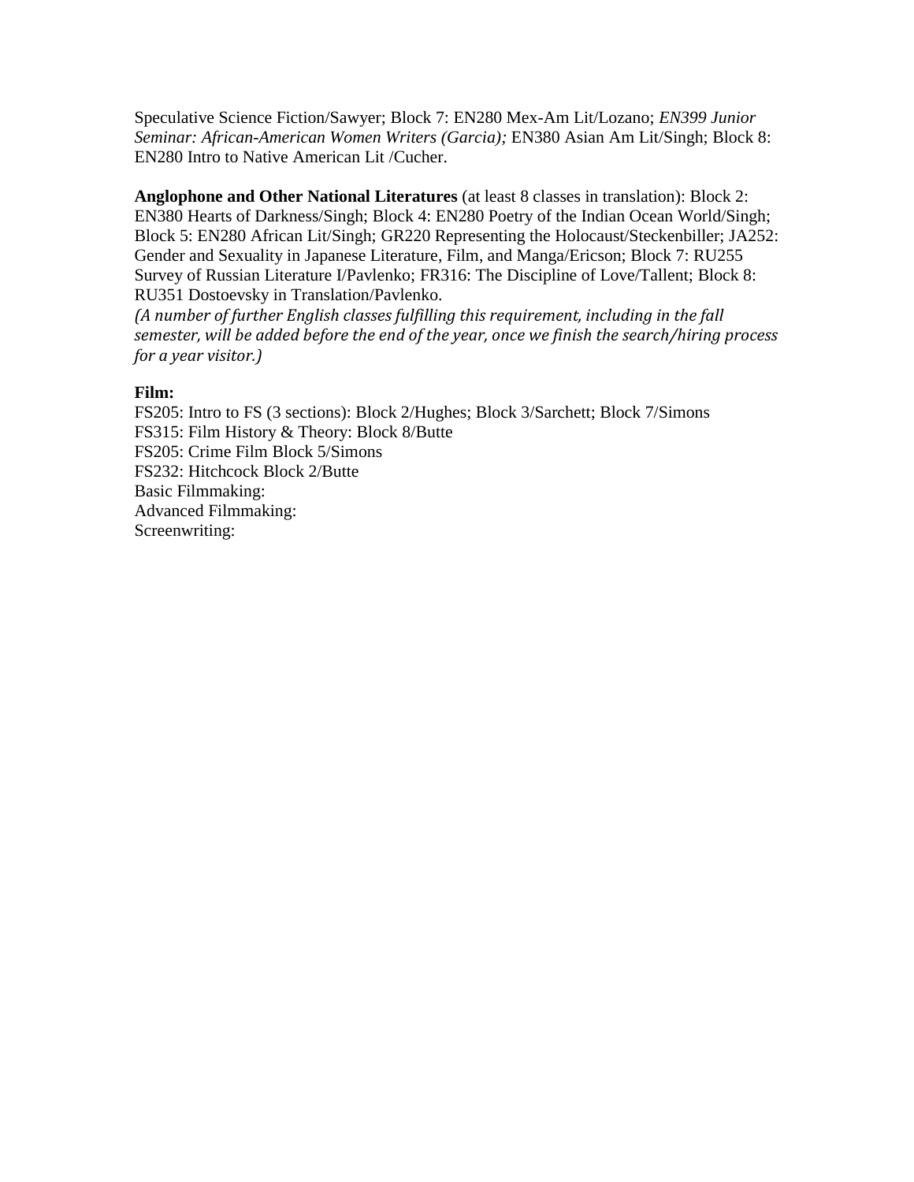Speculative Science Fiction/Sawyer; Block 7: EN280 Mex-Am Lit/Lozano; *EN399 Junior Seminar: African-American Women Writers (Garcia);* EN380 Asian Am Lit/Singh; Block 8: EN280 Intro to Native American Lit /Cucher.

**Anglophone and Other National Literatures** (at least 8 classes in translation): Block 2: EN380 Hearts of Darkness/Singh; Block 4: EN280 Poetry of the Indian Ocean World/Singh; Block 5: EN280 African Lit/Singh; GR220 Representing the Holocaust/Steckenbiller; JA252: Gender and Sexuality in Japanese Literature, Film, and Manga/Ericson; Block 7: RU255 Survey of Russian Literature I/Pavlenko; FR316: The Discipline of Love/Tallent; Block 8: RU351 Dostoevsky in Translation/Pavlenko.
*(A number of further English classes fulfilling this requirement, including in the fall semester, will be added before the end of the year, once we finish the search/hiring process for a year visitor.)*

**Film:**
FS205: Intro to FS (3 sections): Block 2/Hughes; Block 3/Sarchett; Block 7/Simons
FS315: Film History & Theory: Block 8/Butte
FS205: Crime Film Block 5/Simons
FS232: Hitchcock Block 2/Butte
Basic Filmmaking:
Advanced Filmmaking:
Screenwriting: